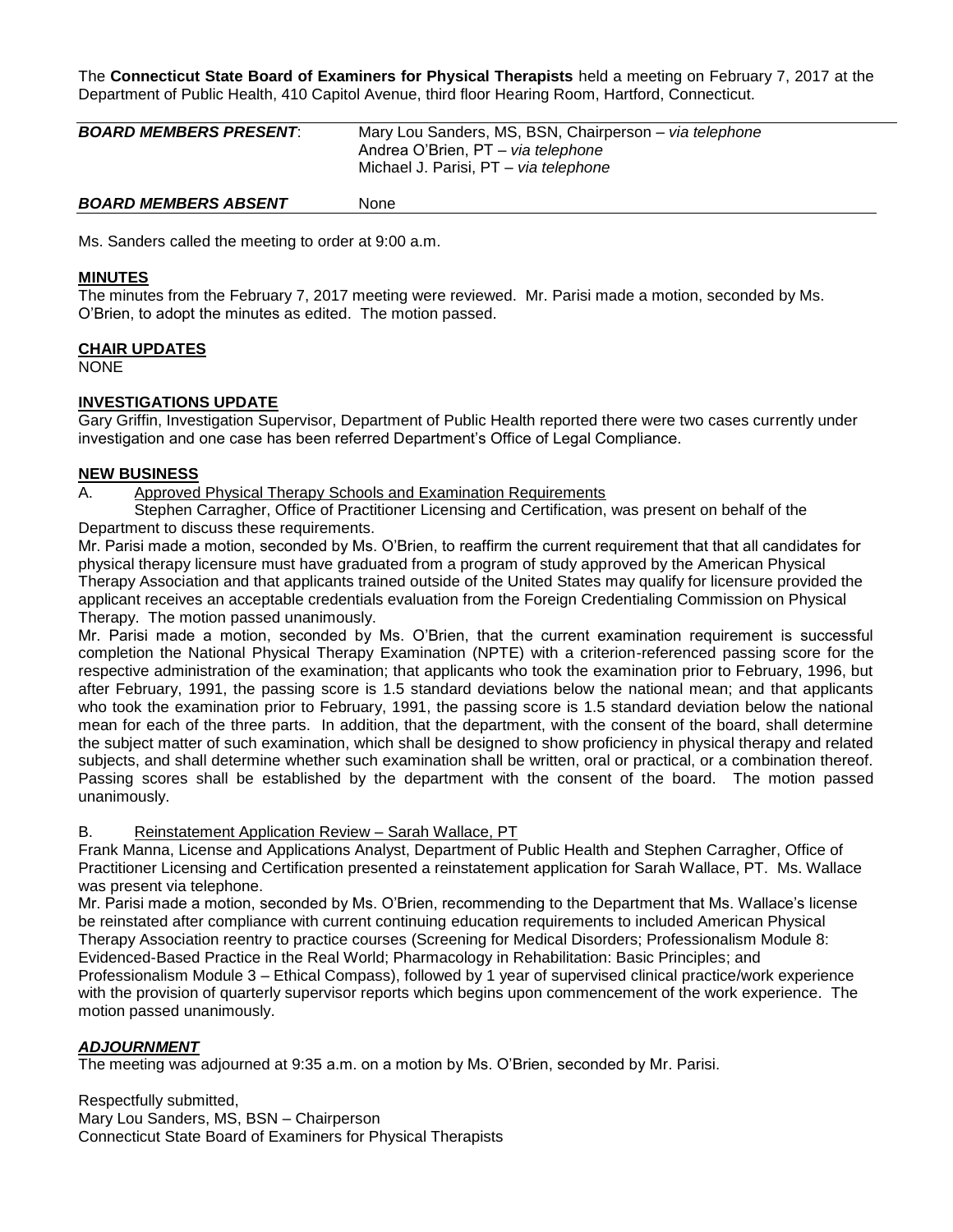The **Connecticut State Board of Examiners for Physical Therapists** held a meeting on February 7, 2017 at the Department of Public Health, 410 Capitol Avenue, third floor Hearing Room, Hartford, Connecticut.

| | |
|---|---|
| ***BOARD MEMBERS PRESENT*:** | Mary Lou Sanders, MS, BSN, Chairperson – *via telephone*<br>Andrea O'Brien, PT – *via telephone*<br>Michael J. Parisi, PT – *via telephone* |
| ***BOARD MEMBERS ABSENT*** | None |

Ms. Sanders called the meeting to order at 9:00 a.m.

**MINUTES**

The minutes from the February 7, 2017 meeting were reviewed. Mr. Parisi made a motion, seconded by Ms. O'Brien, to adopt the minutes as edited. The motion passed.

**CHAIR UPDATES**

NONE

**INVESTIGATIONS UPDATE**

Gary Griffin, Investigation Supervisor, Department of Public Health reported there were two cases currently under investigation and one case has been referred Department's Office of Legal Compliance.

**NEW BUSINESS**

A. Approved Physical Therapy Schools and Examination Requirements

Stephen Carragher, Office of Practitioner Licensing and Certification, was present on behalf of the Department to discuss these requirements.

Mr. Parisi made a motion, seconded by Ms. O'Brien, to reaffirm the current requirement that that all candidates for physical therapy licensure must have graduated from a program of study approved by the American Physical Therapy Association and that applicants trained outside of the United States may qualify for licensure provided the applicant receives an acceptable credentials evaluation from the Foreign Credentialing Commission on Physical Therapy. The motion passed unanimously.

Mr. Parisi made a motion, seconded by Ms. O'Brien, that the current examination requirement is successful completion the National Physical Therapy Examination (NPTE) with a criterion-referenced passing score for the respective administration of the examination; that applicants who took the examination prior to February, 1996, but after February, 1991, the passing score is 1.5 standard deviations below the national mean; and that applicants who took the examination prior to February, 1991, the passing score is 1.5 standard deviation below the national mean for each of the three parts. In addition, that the department, with the consent of the board, shall determine the subject matter of such examination, which shall be designed to show proficiency in physical therapy and related subjects, and shall determine whether such examination shall be written, oral or practical, or a combination thereof. Passing scores shall be established by the department with the consent of the board. The motion passed unanimously.

B. Reinstatement Application Review – Sarah Wallace, PT

Frank Manna, License and Applications Analyst, Department of Public Health and Stephen Carragher, Office of Practitioner Licensing and Certification presented a reinstatement application for Sarah Wallace, PT. Ms. Wallace was present via telephone.

Mr. Parisi made a motion, seconded by Ms. O'Brien, recommending to the Department that Ms. Wallace's license be reinstated after compliance with current continuing education requirements to included American Physical Therapy Association reentry to practice courses (Screening for Medical Disorders; Professionalism Module 8: Evidenced-Based Practice in the Real World; Pharmacology in Rehabilitation: Basic Principles; and Professionalism Module 3 – Ethical Compass), followed by 1 year of supervised clinical practice/work experience with the provision of quarterly supervisor reports which begins upon commencement of the work experience. The motion passed unanimously.

***ADJOURNMENT***

The meeting was adjourned at 9:35 a.m. on a motion by Ms. O'Brien, seconded by Mr. Parisi.

Respectfully submitted,
Mary Lou Sanders, MS, BSN – Chairperson
Connecticut State Board of Examiners for Physical Therapists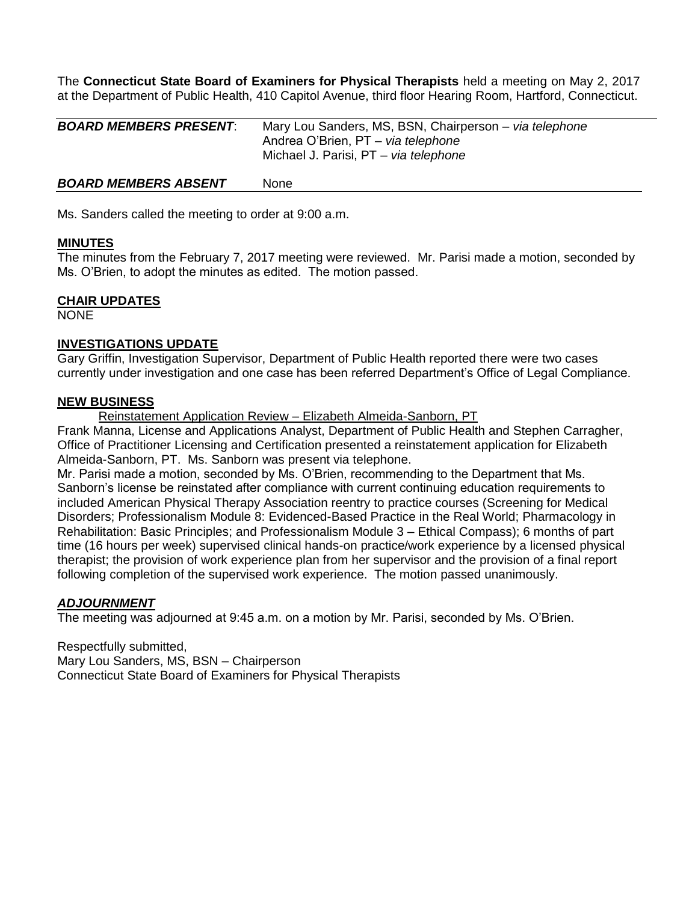The **Connecticut State Board of Examiners for Physical Therapists** held a meeting on May 2, 2017 at the Department of Public Health, 410 Capitol Avenue, third floor Hearing Room, Hartford, Connecticut.

| | |
|---|---|
| ***BOARD MEMBERS PRESENT***: | Mary Lou Sanders, MS, BSN, Chairperson – *via telephone*<br>Andrea O'Brien, PT – *via telephone*<br>Michael J. Parisi, PT – *via telephone* |
| ***BOARD MEMBERS ABSENT*** | None |

Ms. Sanders called the meeting to order at 9:00 a.m.

**MINUTES**

The minutes from the February 7, 2017 meeting were reviewed. Mr. Parisi made a motion, seconded by Ms. O'Brien, to adopt the minutes as edited. The motion passed.

**CHAIR UPDATES**

NONE

**INVESTIGATIONS UPDATE**

Gary Griffin, Investigation Supervisor, Department of Public Health reported there were two cases currently under investigation and one case has been referred Department's Office of Legal Compliance.

**NEW BUSINESS**

Reinstatement Application Review – Elizabeth Almeida-Sanborn, PT

Frank Manna, License and Applications Analyst, Department of Public Health and Stephen Carragher, Office of Practitioner Licensing and Certification presented a reinstatement application for Elizabeth Almeida-Sanborn, PT. Ms. Sanborn was present via telephone.

Mr. Parisi made a motion, seconded by Ms. O'Brien, recommending to the Department that Ms. Sanborn's license be reinstated after compliance with current continuing education requirements to included American Physical Therapy Association reentry to practice courses (Screening for Medical Disorders; Professionalism Module 8: Evidenced-Based Practice in the Real World; Pharmacology in Rehabilitation: Basic Principles; and Professionalism Module 3 – Ethical Compass); 6 months of part time (16 hours per week) supervised clinical hands-on practice/work experience by a licensed physical therapist; the provision of work experience plan from her supervisor and the provision of a final report following completion of the supervised work experience. The motion passed unanimously.

***ADJOURNMENT***

The meeting was adjourned at 9:45 a.m. on a motion by Mr. Parisi, seconded by Ms. O'Brien.

Respectfully submitted,
Mary Lou Sanders, MS, BSN – Chairperson
Connecticut State Board of Examiners for Physical Therapists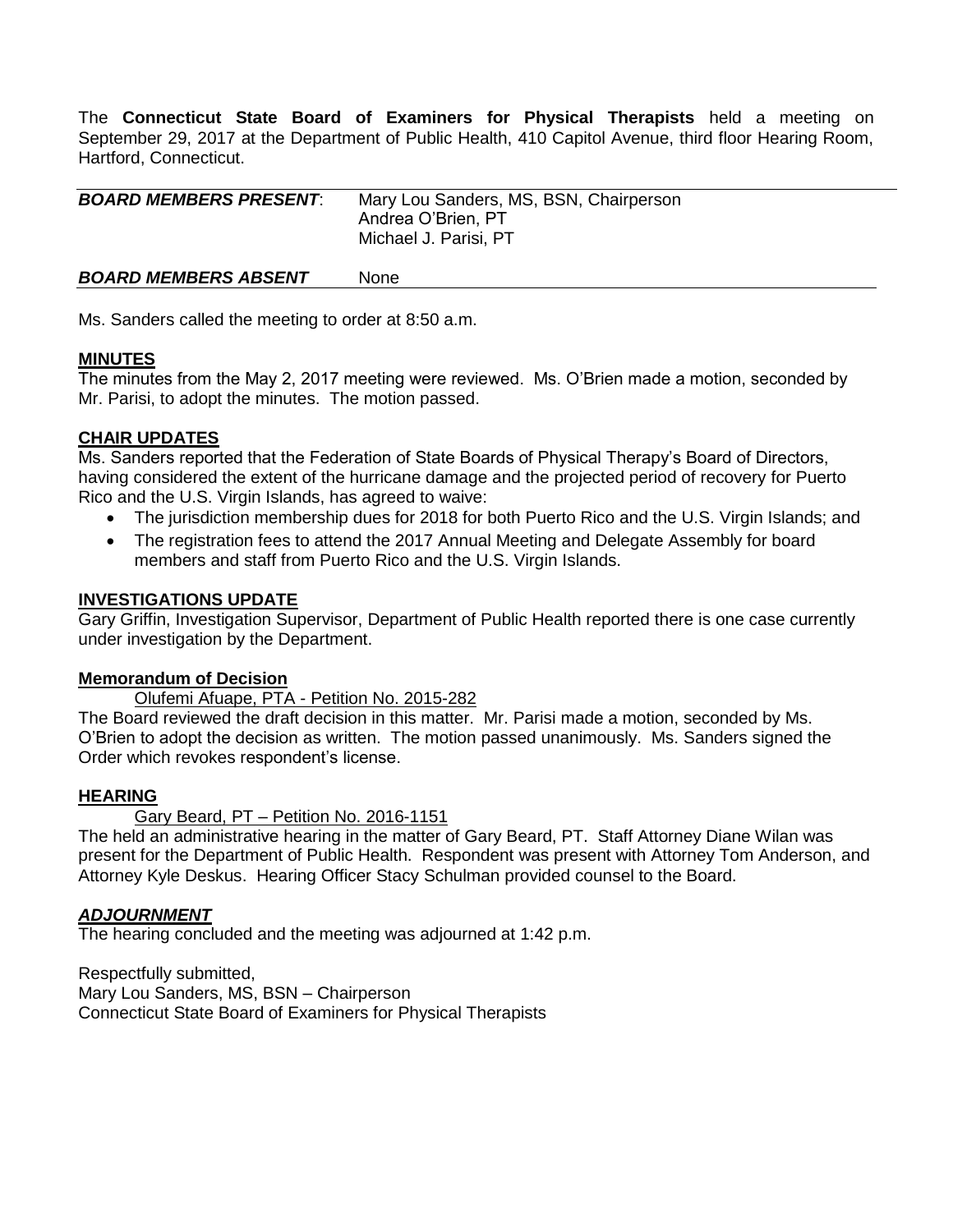The **Connecticut State Board of Examiners for Physical Therapists** held a meeting on September 29, 2017 at the Department of Public Health, 410 Capitol Avenue, third floor Hearing Room, Hartford, Connecticut.

| ***BOARD MEMBERS PRESENT***: | Mary Lou Sanders, MS, BSN, Chairperson<br>Andrea O'Brien, PT<br>Michael J. Parisi, PT |
|---|---|
| ***BOARD MEMBERS ABSENT*** | None |

Ms. Sanders called the meeting to order at 8:50 a.m.

**MINUTES**

The minutes from the May 2, 2017 meeting were reviewed. Ms. O'Brien made a motion, seconded by Mr. Parisi, to adopt the minutes. The motion passed.

**CHAIR UPDATES**

Ms. Sanders reported that the Federation of State Boards of Physical Therapy's Board of Directors, having considered the extent of the hurricane damage and the projected period of recovery for Puerto Rico and the U.S. Virgin Islands, has agreed to waive:

- The jurisdiction membership dues for 2018 for both Puerto Rico and the U.S. Virgin Islands; and
- The registration fees to attend the 2017 Annual Meeting and Delegate Assembly for board members and staff from Puerto Rico and the U.S. Virgin Islands.

**INVESTIGATIONS UPDATE**

Gary Griffin, Investigation Supervisor, Department of Public Health reported there is one case currently under investigation by the Department.

**Memorandum of Decision**

Olufemi Afuape, PTA - Petition No. 2015-282

The Board reviewed the draft decision in this matter. Mr. Parisi made a motion, seconded by Ms. O'Brien to adopt the decision as written. The motion passed unanimously. Ms. Sanders signed the Order which revokes respondent's license.

**HEARING**

Gary Beard, PT – Petition No. 2016-1151

The held an administrative hearing in the matter of Gary Beard, PT. Staff Attorney Diane Wilan was present for the Department of Public Health. Respondent was present with Attorney Tom Anderson, and Attorney Kyle Deskus. Hearing Officer Stacy Schulman provided counsel to the Board.

***ADJOURNMENT***

The hearing concluded and the meeting was adjourned at 1:42 p.m.

Respectfully submitted,
Mary Lou Sanders, MS, BSN – Chairperson
Connecticut State Board of Examiners for Physical Therapists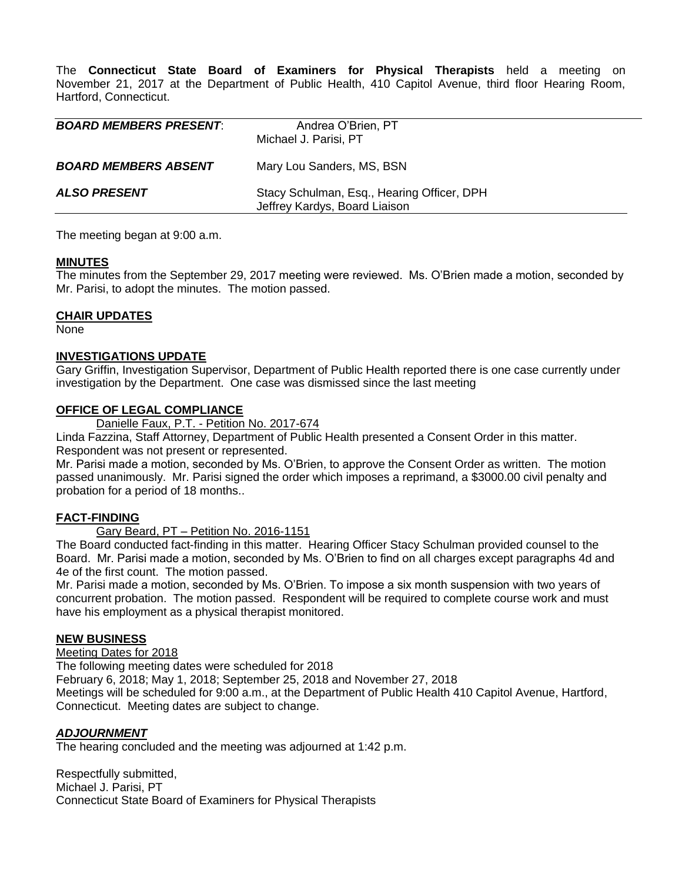The **Connecticut State Board of Examiners for Physical Therapists** held a meeting on November 21, 2017 at the Department of Public Health, 410 Capitol Avenue, third floor Hearing Room, Hartford, Connecticut.

| | |
|---|---|
| ***BOARD MEMBERS PRESENT*:** | Andrea O'Brien, PT<br>Michael J. Parisi, PT |
| ***BOARD MEMBERS ABSENT*** | Mary Lou Sanders, MS, BSN |
| ***ALSO PRESENT*** | Stacy Schulman, Esq., Hearing Officer, DPH<br>Jeffrey Kardys, Board Liaison |

The meeting began at 9:00 a.m.

**MINUTES**

The minutes from the September 29, 2017 meeting were reviewed. Ms. O'Brien made a motion, seconded by Mr. Parisi, to adopt the minutes. The motion passed.

**CHAIR UPDATES**

None

**INVESTIGATIONS UPDATE**

Gary Griffin, Investigation Supervisor, Department of Public Health reported there is one case currently under investigation by the Department. One case was dismissed since the last meeting

**OFFICE OF LEGAL COMPLIANCE**

Danielle Faux, P.T. - Petition No. 2017-674

Linda Fazzina, Staff Attorney, Department of Public Health presented a Consent Order in this matter. Respondent was not present or represented.

Mr. Parisi made a motion, seconded by Ms. O'Brien, to approve the Consent Order as written. The motion passed unanimously. Mr. Parisi signed the order which imposes a reprimand, a $3000.00 civil penalty and probation for a period of 18 months..

**FACT-FINDING**

Gary Beard, PT – Petition No. 2016-1151

The Board conducted fact-finding in this matter. Hearing Officer Stacy Schulman provided counsel to the Board. Mr. Parisi made a motion, seconded by Ms. O'Brien to find on all charges except paragraphs 4d and 4e of the first count. The motion passed.

Mr. Parisi made a motion, seconded by Ms. O'Brien. To impose a six month suspension with two years of concurrent probation. The motion passed. Respondent will be required to complete course work and must have his employment as a physical therapist monitored.

**NEW BUSINESS**

Meeting Dates for 2018

The following meeting dates were scheduled for 2018

February 6, 2018; May 1, 2018; September 25, 2018 and November 27, 2018

Meetings will be scheduled for 9:00 a.m., at the Department of Public Health 410 Capitol Avenue, Hartford, Connecticut. Meeting dates are subject to change.

***ADJOURNMENT***

The hearing concluded and the meeting was adjourned at 1:42 p.m.

Respectfully submitted,
Michael J. Parisi, PT
Connecticut State Board of Examiners for Physical Therapists